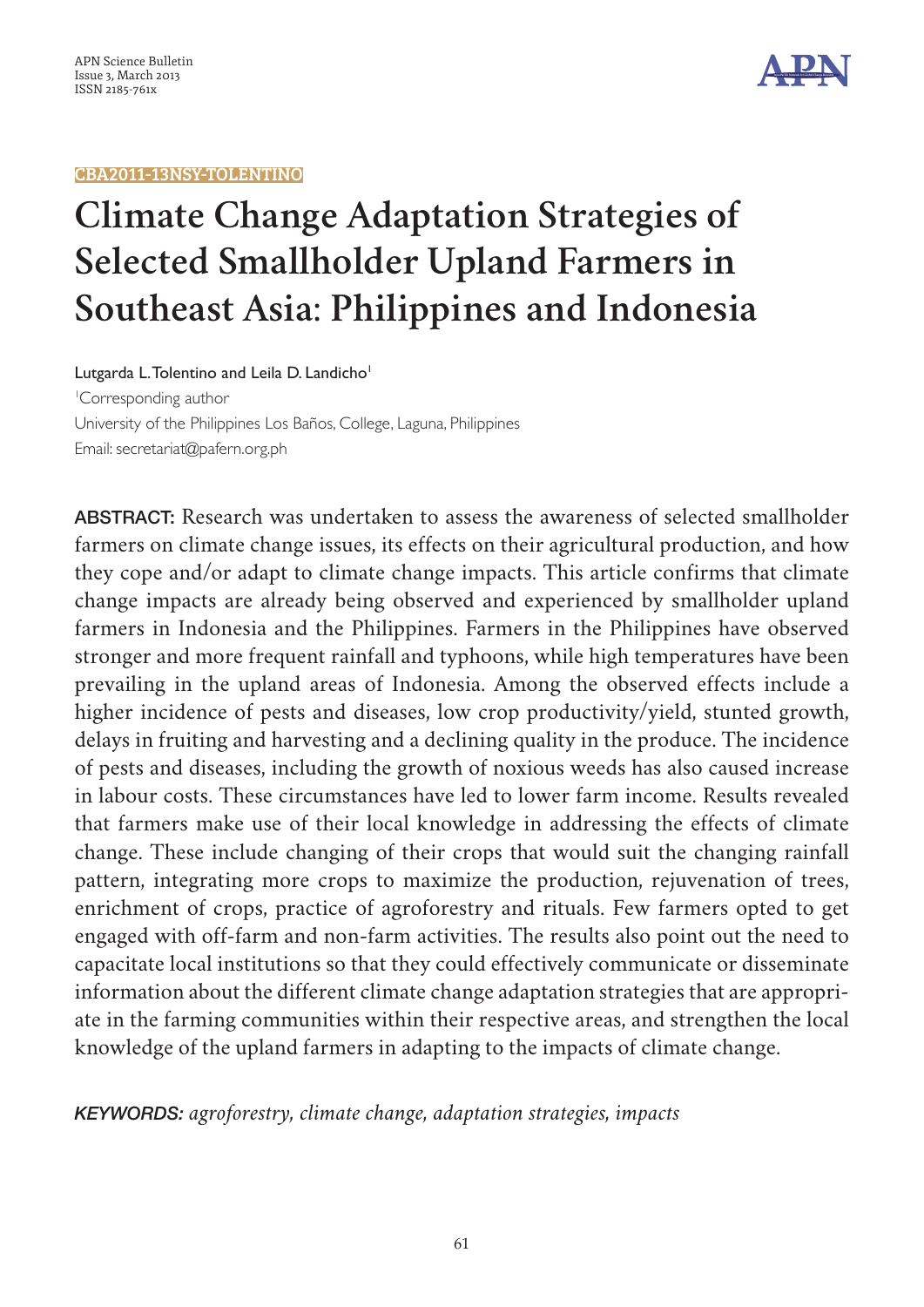CBA2011-13NSY-TOLENTINO

# Climate Change Adaptation Strategies of Selected Smallholder Upland Farmers in Southeast Asia: Philippines and Indonesia

Lutgarda L. Tolentino and Leila D. Landicho[1]

[1]Corresponding author

University of the Philippines Los Baños, College, Laguna, Philippines

Email: secretariat@pafern.org.ph

**ABSTRACT:** Research was undertaken to assess the awareness of selected smallholder farmers on climate change issues, its effects on their agricultural production, and how they cope and/or adapt to climate change impacts. This article confirms that climate change impacts are already being observed and experienced by smallholder upland farmers in Indonesia and the Philippines. Farmers in the Philippines have observed stronger and more frequent rainfall and typhoons, while high temperatures have been prevailing in the upland areas of Indonesia. Among the observed effects include a higher incidence of pests and diseases, low crop productivity/yield, stunted growth, delays in fruiting and harvesting and a declining quality in the produce. The incidence of pests and diseases, including the growth of noxious weeds has also caused increase in labour costs. These circumstances have led to lower farm income. Results revealed that farmers make use of their local knowledge in addressing the effects of climate change. These include changing of their crops that would suit the changing rainfall pattern, integrating more crops to maximize the production, rejuvenation of trees, enrichment of crops, practice of agroforestry and rituals. Few farmers opted to get engaged with off-farm and non-farm activities. The results also point out the need to capacitate local institutions so that they could effectively communicate or disseminate information about the different climate change adaptation strategies that are appropriate in the farming communities within their respective areas, and strengthen the local knowledge of the upland farmers in adapting to the impacts of climate change.

***KEYWORDS:*** *agroforestry, climate change, adaptation strategies, impacts*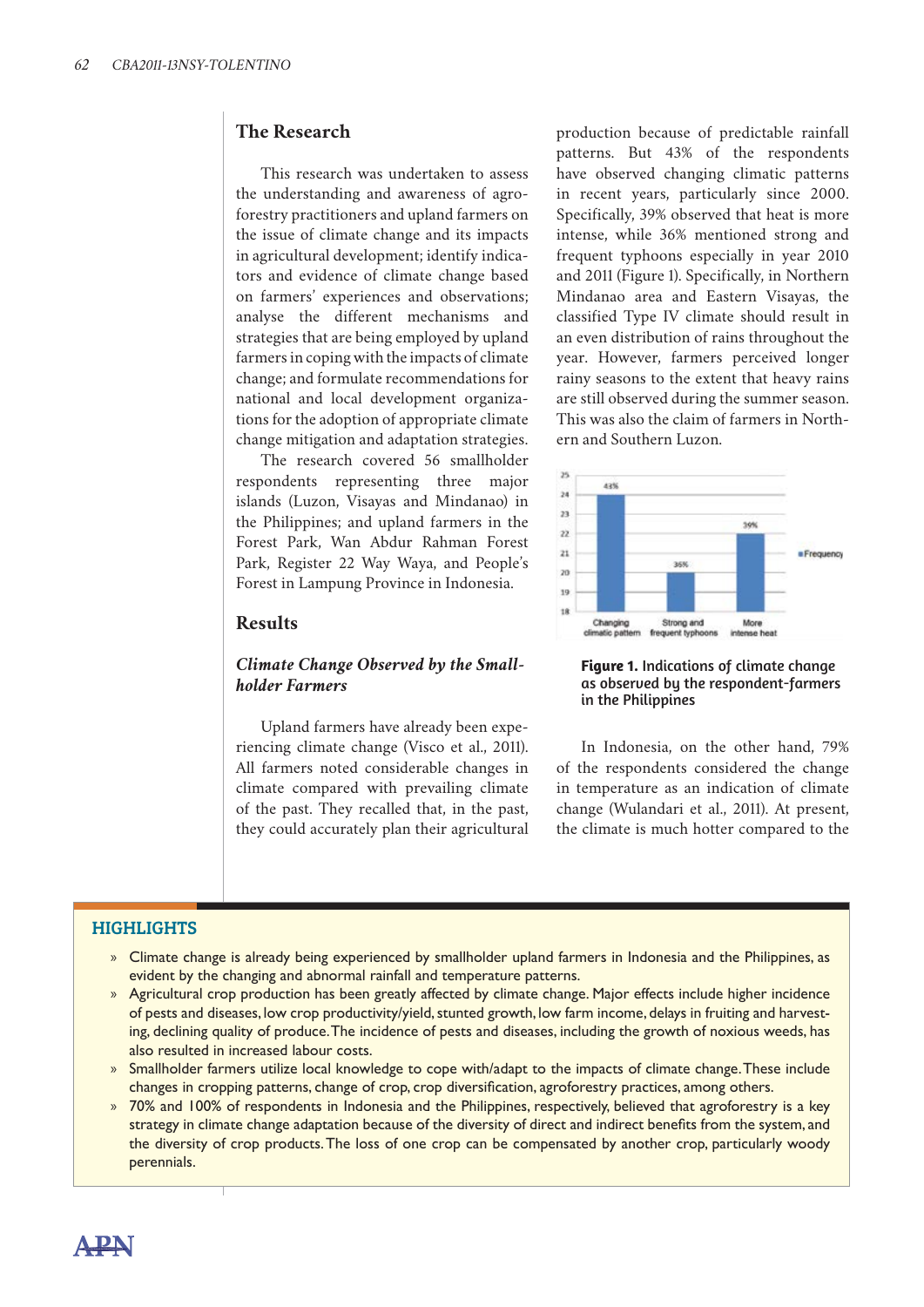## The Research

This research was undertaken to assess the understanding and awareness of agroforestry practitioners and upland farmers on the issue of climate change and its impacts in agricultural development; identify indicators and evidence of climate change based on farmers' experiences and observations; analyse the different mechanisms and strategies that are being employed by upland farmers in coping with the impacts of climate change; and formulate recommendations for national and local development organizations for the adoption of appropriate climate change mitigation and adaptation strategies.

The research covered 56 smallholder respondents representing three major islands (Luzon, Visayas and Mindanao) in the Philippines; and upland farmers in the Forest Park, Wan Abdur Rahman Forest Park, Register 22 Way Waya, and People's Forest in Lampung Province in Indonesia.

## Results

### *Climate Change Observed by the Smallholder Farmers*

Upland farmers have already been experiencing climate change (Visco et al., 2011). All farmers noted considerable changes in climate compared with prevailing climate of the past. They recalled that, in the past, they could accurately plan their agricultural production because of predictable rainfall patterns. But 43% of the respondents have observed changing climatic patterns in recent years, particularly since 2000. Specifically, 39% observed that heat is more intense, while 36% mentioned strong and frequent typhoons especially in year 2010 and 2011 (Figure 1). Specifically, in Northern Mindanao area and Eastern Visayas, the classified Type IV climate should result in an even distribution of rains throughout the year. However, farmers perceived longer rainy seasons to the extent that heavy rains are still observed during the summer season. This was also the claim of farmers in Northern and Southern Luzon.

| | Frequency |
|---|---|
| Changing climatic pattern | 43% |
| Strong and frequent typhoons | 36% |
| More intense heat | 39% |

**Figure 1.** Indications of climate change as observed by the respondent-farmers in the Philippines

In Indonesia, on the other hand, 79% of the respondents considered the change in temperature as an indication of climate change (Wulandari et al., 2011). At present, the climate is much hotter compared to the

## HIGHLIGHTS

- Climate change is already being experienced by smallholder upland farmers in Indonesia and the Philippines, as evident by the changing and abnormal rainfall and temperature patterns.
- Agricultural crop production has been greatly affected by climate change. Major effects include higher incidence of pests and diseases, low crop productivity/yield, stunted growth, low farm income, delays in fruiting and harvesting, declining quality of produce. The incidence of pests and diseases, including the growth of noxious weeds, has also resulted in increased labour costs.
- Smallholder farmers utilize local knowledge to cope with/adapt to the impacts of climate change. These include changes in cropping patterns, change of crop, crop diversification, agroforestry practices, among others.
- 70% and 100% of respondents in Indonesia and the Philippines, respectively, believed that agroforestry is a key strategy in climate change adaptation because of the diversity of direct and indirect benefits from the system, and the diversity of crop products. The loss of one crop can be compensated by another crop, particularly woody perennials.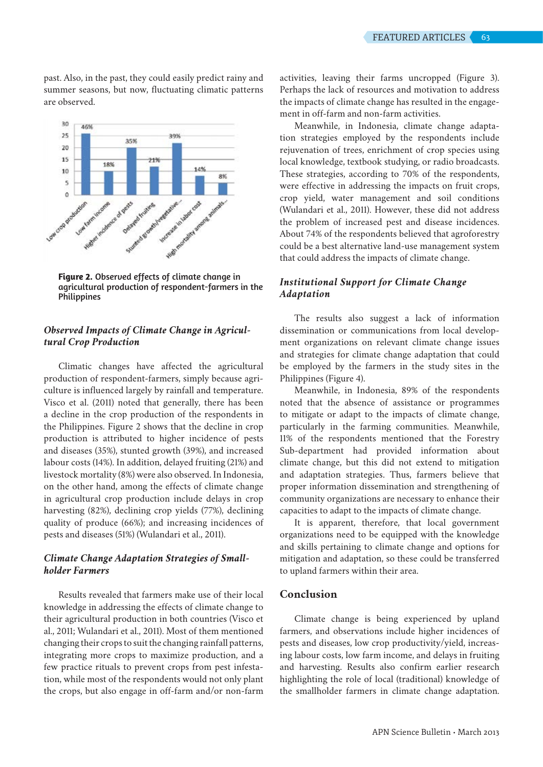past. Also, in the past, they could easily predict rainy and summer seasons, but now, fluctuating climatic patterns are observed.

**Figure 2.** Observed effects of climate change in agricultural production of respondent-farmers in the Philippines

### *Observed Impacts of Climate Change in Agricultural Crop Production*

Climatic changes have affected the agricultural production of respondent-farmers, simply because agriculture is influenced largely by rainfall and temperature. Visco et al. (2011) noted that generally, there has been a decline in the crop production of the respondents in the Philippines. Figure 2 shows that the decline in crop production is attributed to higher incidence of pests and diseases (35%), stunted growth (39%), and increased labour costs (14%). In addition, delayed fruiting (21%) and livestock mortality (8%) were also observed. In Indonesia, on the other hand, among the effects of climate change in agricultural crop production include delays in crop harvesting (82%), declining crop yields (77%), declining quality of produce (66%); and increasing incidences of pests and diseases (51%) (Wulandari et al., 2011).

### *Climate Change Adaptation Strategies of Smallholder Farmers*

Results revealed that farmers make use of their local knowledge in addressing the effects of climate change to their agricultural production in both countries (Visco et al., 2011; Wulandari et al., 2011). Most of them mentioned changing their crops to suit the changing rainfall patterns, integrating more crops to maximize production, and a few practice rituals to prevent crops from pest infestation, while most of the respondents would not only plant the crops, but also engage in off-farm and/or non-farm activities, leaving their farms uncropped (Figure 3). Perhaps the lack of resources and motivation to address the impacts of climate change has resulted in the engagement in off-farm and non-farm activities.

Meanwhile, in Indonesia, climate change adaptation strategies employed by the respondents include rejuvenation of trees, enrichment of crop species using local knowledge, textbook studying, or radio broadcasts. These strategies, according to 70% of the respondents, were effective in addressing the impacts on fruit crops, crop yield, water management and soil conditions (Wulandari et al., 2011). However, these did not address the problem of increased pest and disease incidences. About 74% of the respondents believed that agroforestry could be a best alternative land-use management system that could address the impacts of climate change.

### *Institutional Support for Climate Change Adaptation*

The results also suggest a lack of information dissemination or communications from local development organizations on relevant climate change issues and strategies for climate change adaptation that could be employed by the farmers in the study sites in the Philippines (Figure 4).

Meanwhile, in Indonesia, 89% of the respondents noted that the absence of assistance or programmes to mitigate or adapt to the impacts of climate change, particularly in the farming communities. Meanwhile, 11% of the respondents mentioned that the Forestry Sub-department had provided information about climate change, but this did not extend to mitigation and adaptation strategies. Thus, farmers believe that proper information dissemination and strengthening of community organizations are necessary to enhance their capacities to adapt to the impacts of climate change.

It is apparent, therefore, that local government organizations need to be equipped with the knowledge and skills pertaining to climate change and options for mitigation and adaptation, so these could be transferred to upland farmers within their area.

## Conclusion

Climate change is being experienced by upland farmers, and observations include higher incidences of pests and diseases, low crop productivity/yield, increasing labour costs, low farm income, and delays in fruiting and harvesting. Results also confirm earlier research highlighting the role of local (traditional) knowledge of the smallholder farmers in climate change adaptation.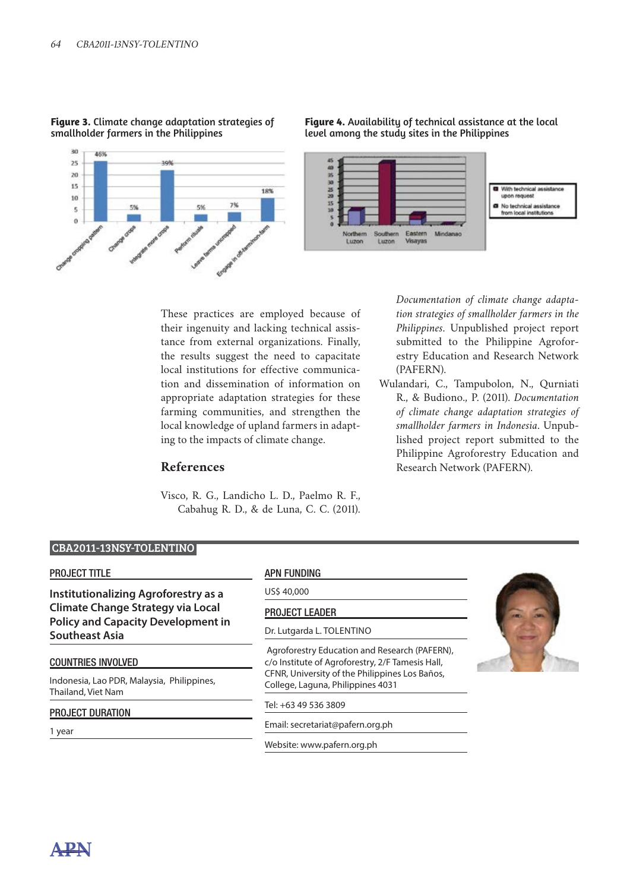**Figure 3.** Climate change adaptation strategies of smallholder farmers in the Philippines

30
25
20
15
10
5
0

46%
5%
39%
5%
7%
18%

Change cropping pattern
Change crops
Integrate more crops
Perform rituals
Leave farms uncropped
Engage in off-farm/non-farm

**Figure 4.** Availability of technical assistance at the local level among the study sites in the Philippines

45
40
35
30
25
20
15
10
5
0

Northern Luzon
Southern Luzon
Eastern Visayas
Mindanao

With technical assistance upon request
No technical assistance from local institutions

These practices are employed because of their ingenuity and lacking technical assistance from external organizations. Finally, the results suggest the need to capacitate local institutions for effective communication and dissemination of information on appropriate adaptation strategies for these farming communities, and strengthen the local knowledge of upland farmers in adapting to the impacts of climate change.

## References

Visco, R. G., Landicho L. D., Paelmo R. F., Cabahug R. D., & de Luna, C. C. (2011). *Documentation of climate change adaptation strategies of smallholder farmers in the Philippines*. Unpublished project report submitted to the Philippine Agroforestry Education and Research Network (PAFERN).

Wulandari, C., Tampubolon, N., Qurniati R., & Budiono., P. (2011). *Documentation of climate change adaptation strategies of smallholder farmers in Indonesia*. Unpublished project report submitted to the Philippine Agroforestry Education and Research Network (PAFERN).

**CBA2011-13NSY-TOLENTINO**

**PROJECT TITLE**

**Institutionalizing Agroforestry as a Climate Change Strategy via Local Policy and Capacity Development in Southeast Asia**

**COUNTRIES INVOLVED**

Indonesia, Lao PDR, Malaysia, Philippines, Thailand, Viet Nam

**PROJECT DURATION**

1 year

**APN FUNDING**

US$ 40,000

**PROJECT LEADER**

Dr. Lutgarda L. TOLENTINO

Agroforestry Education and Research (PAFERN), c/o Institute of Agroforestry, 2/F Tamesis Hall, CFNR, University of the Philippines Los Baños, College, Laguna, Philippines 4031

Tel: +63 49 536 3809

Email: secretariat@pafern.org.ph

Website: www.pafern.org.ph